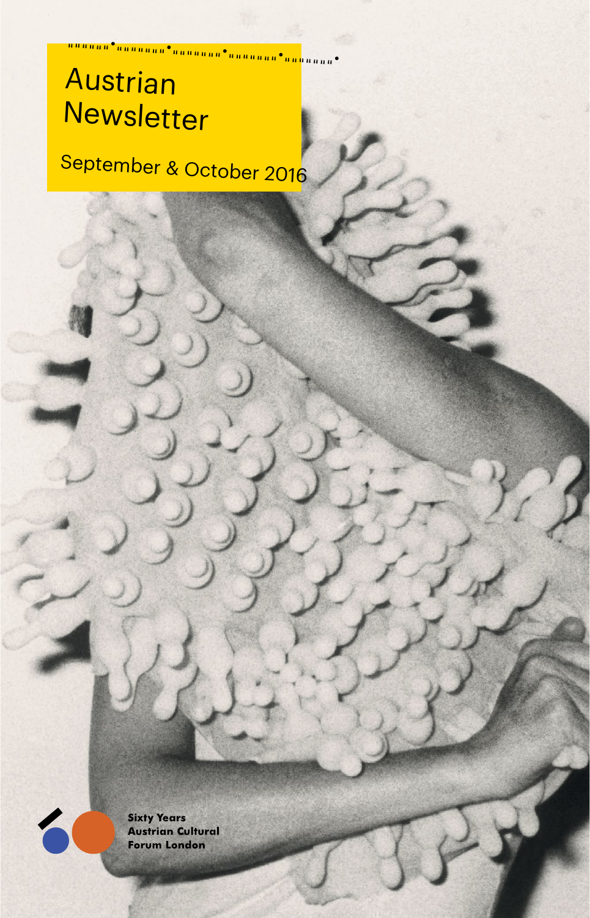# Austrian Newsletter

September & October 2016

**Sixty Years Austrian Cultural Forum London**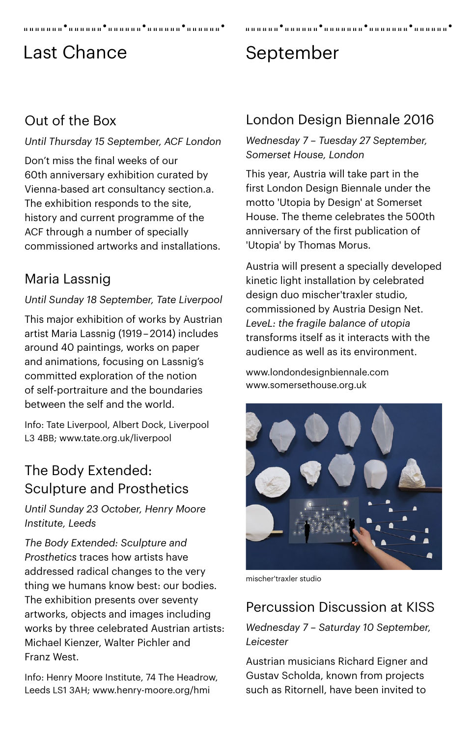# Last Chance

## Out of the Box

*Until Thursday 15 September, ACF London*

Don't miss the final weeks of our 60th anniversary exhibition curated by Vienna-based art consultancy section.a. The exhibition responds to the site, history and current programme of the ACF through a number of specially commissioned artworks and installations.

## Maria Lassnig

*Until Sunday 18 September, Tate Liverpool*

This major exhibition of works by Austrian artist Maria Lassnig (1919 – 2014) includes around 40 paintings, works on paper and animations, focusing on Lassnig's committed exploration of the notion of self-portraiture and the boundaries between the self and the world.

Info: Tate Liverpool, Albert Dock, Liverpool L3 4BB; www.tate.org.uk/liverpool

## The Body Extended: Sculpture and Prosthetics

*Until Sunday 23 October, Henry Moore Institute, Leeds*

*The Body Extended: Sculpture and Prosthetics* traces how artists have addressed radical changes to the very thing we humans know best: our bodies. The exhibition presents over seventy artworks, objects and images including works by three celebrated Austrian artists: Michael Kienzer, Walter Pichler and Franz West.

Info: Henry Moore Institute, 74 The Headrow, Leeds LS1 3AH; www.henry-moore.org/hmi

# September

## London Design Biennale 2016

*Wednesday 7 – Tuesday 27 September, Somerset House, London*

This year, Austria will take part in the first London Design Biennale under the motto 'Utopia by Design' at Somerset House. The theme celebrates the 500th anniversary of the first publication of 'Utopia' by Thomas Morus.

Austria will present a specially developed kinetic light installation by celebrated design duo mischer'traxler studio, commissioned by Austria Design Net. *LeveL: the fragile balance of utopia* transforms itself as it interacts with the audience as well as its environment.

www.londondesignbiennale.com
www.somersethouse.org.uk

mischer'traxler studio

## Percussion Discussion at KISS

*Wednesday 7 – Saturday 10 September, Leicester*

Austrian musicians Richard Eigner and Gustav Scholda, known from projects such as Ritornell, have been invited to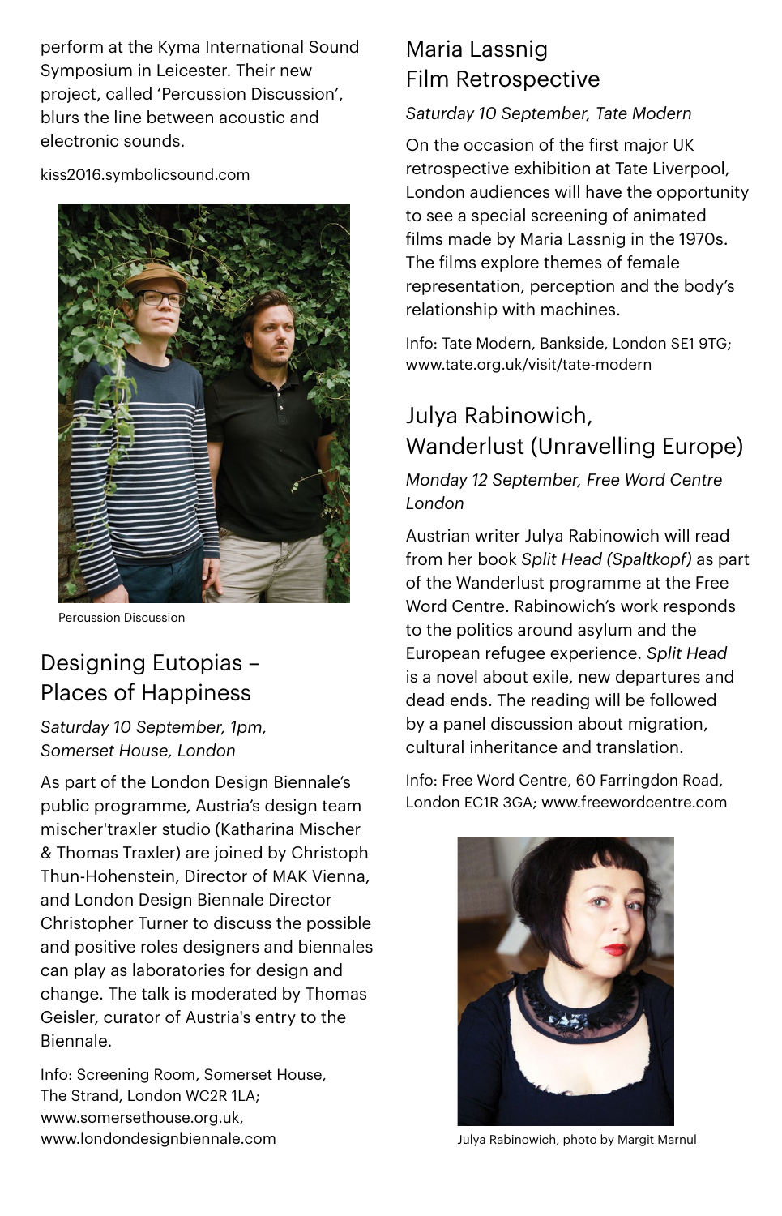perform at the Kyma International Sound Symposium in Leicester. Their new project, called 'Percussion Discussion', blurs the line between acoustic and electronic sounds.

kiss2016.symbolicsound.com

Percussion Discussion

## Designing Eutopias – Places of Happiness

*Saturday 10 September, 1pm, Somerset House, London*

As part of the London Design Biennale's public programme, Austria's design team mischer'traxler studio (Katharina Mischer & Thomas Traxler) are joined by Christoph Thun-Hohenstein, Director of MAK Vienna, and London Design Biennale Director Christopher Turner to discuss the possible and positive roles designers and biennales can play as laboratories for design and change. The talk is moderated by Thomas Geisler, curator of Austria's entry to the Biennale.

Info: Screening Room, Somerset House, The Strand, London WC2R 1LA; www.somersethouse.org.uk, www.londondesignbiennale.com

## Maria Lassnig Film Retrospective

*Saturday 10 September, Tate Modern*

On the occasion of the first major UK retrospective exhibition at Tate Liverpool, London audiences will have the opportunity to see a special screening of animated films made by Maria Lassnig in the 1970s. The films explore themes of female representation, perception and the body's relationship with machines.

Info: Tate Modern, Bankside, London SE1 9TG; www.tate.org.uk/visit/tate-modern

## Julya Rabinowich, Wanderlust (Unravelling Europe)

*Monday 12 September, Free Word Centre London*

Austrian writer Julya Rabinowich will read from her book *Split Head (Spaltkopf)* as part of the Wanderlust programme at the Free Word Centre. Rabinowich's work responds to the politics around asylum and the European refugee experience. *Split Head* is a novel about exile, new departures and dead ends. The reading will be followed by a panel discussion about migration, cultural inheritance and translation.

Info: Free Word Centre, 60 Farringdon Road, London EC1R 3GA; www.freewordcentre.com

Julya Rabinowich, photo by Margit Marnul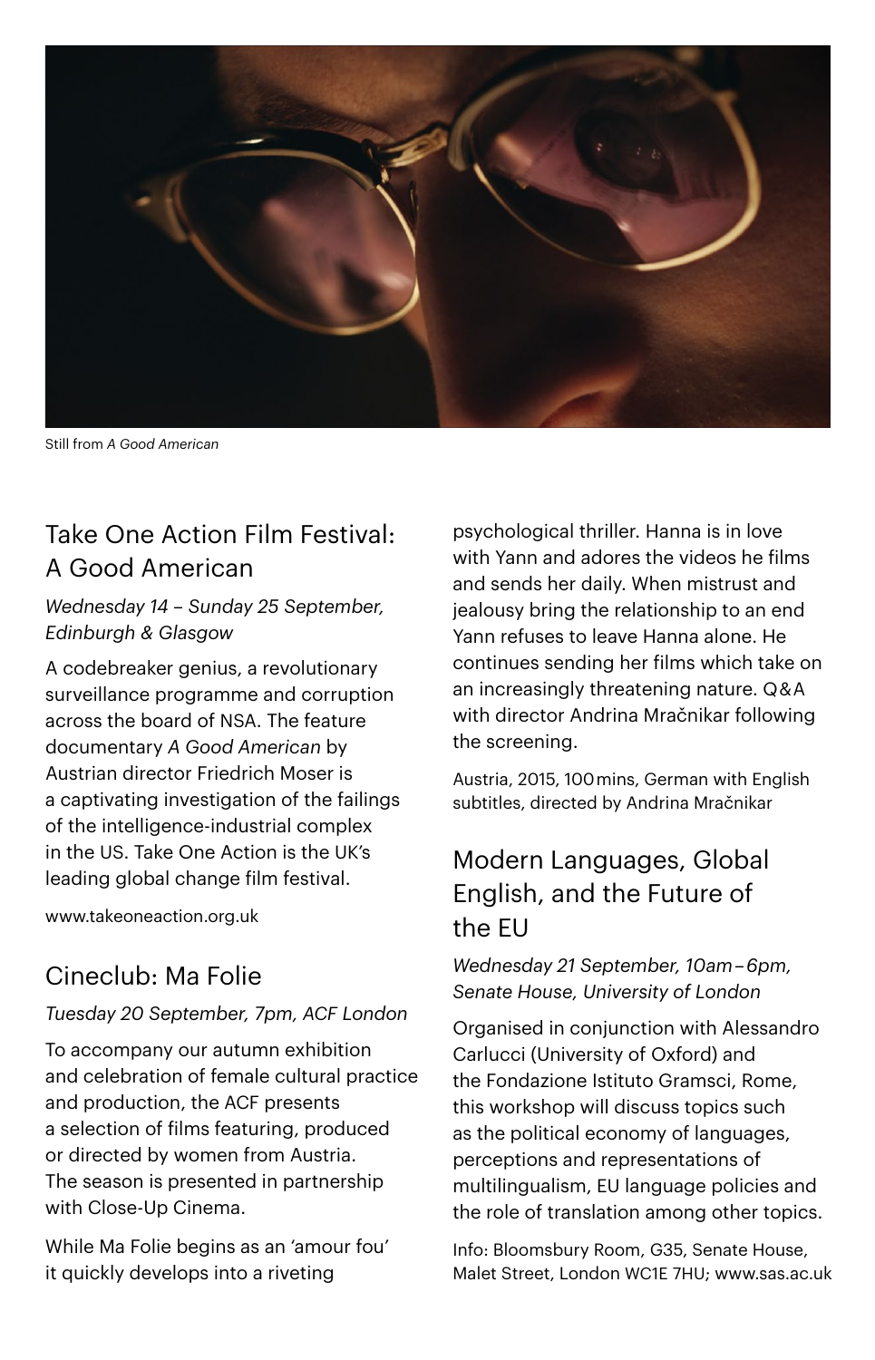Still from *A Good American*

## Take One Action Film Festival: A Good American

*Wednesday 14 – Sunday 25 September, Edinburgh & Glasgow*

A codebreaker genius, a revolutionary surveillance programme and corruption across the board of NSA. The feature documentary *A Good American* by Austrian director Friedrich Moser is a captivating investigation of the failings of the intelligence-industrial complex in the US. Take One Action is the UK's leading global change film festival.

www.takeoneaction.org.uk

## Cineclub: Ma Folie

*Tuesday 20 September, 7pm, ACF London*

To accompany our autumn exhibition and celebration of female cultural practice and production, the ACF presents a selection of films featuring, produced or directed by women from Austria. The season is presented in partnership with Close-Up Cinema.

While Ma Folie begins as an 'amour fou' it quickly develops into a riveting psychological thriller. Hanna is in love with Yann and adores the videos he films and sends her daily. When mistrust and jealousy bring the relationship to an end Yann refuses to leave Hanna alone. He continues sending her films which take on an increasingly threatening nature. Q&A with director Andrina Mračnikar following the screening.

Austria, 2015, 100 mins, German with English subtitles, directed by Andrina Mračnikar

## Modern Languages, Global English, and the Future of the EU

*Wednesday 21 September, 10am – 6pm, Senate House, University of London*

Organised in conjunction with Alessandro Carlucci (University of Oxford) and the Fondazione Istituto Gramsci, Rome, this workshop will discuss topics such as the political economy of languages, perceptions and representations of multilingualism, EU language policies and the role of translation among other topics.

Info: Bloomsbury Room, G35, Senate House, Malet Street, London WC1E 7HU; www.sas.ac.uk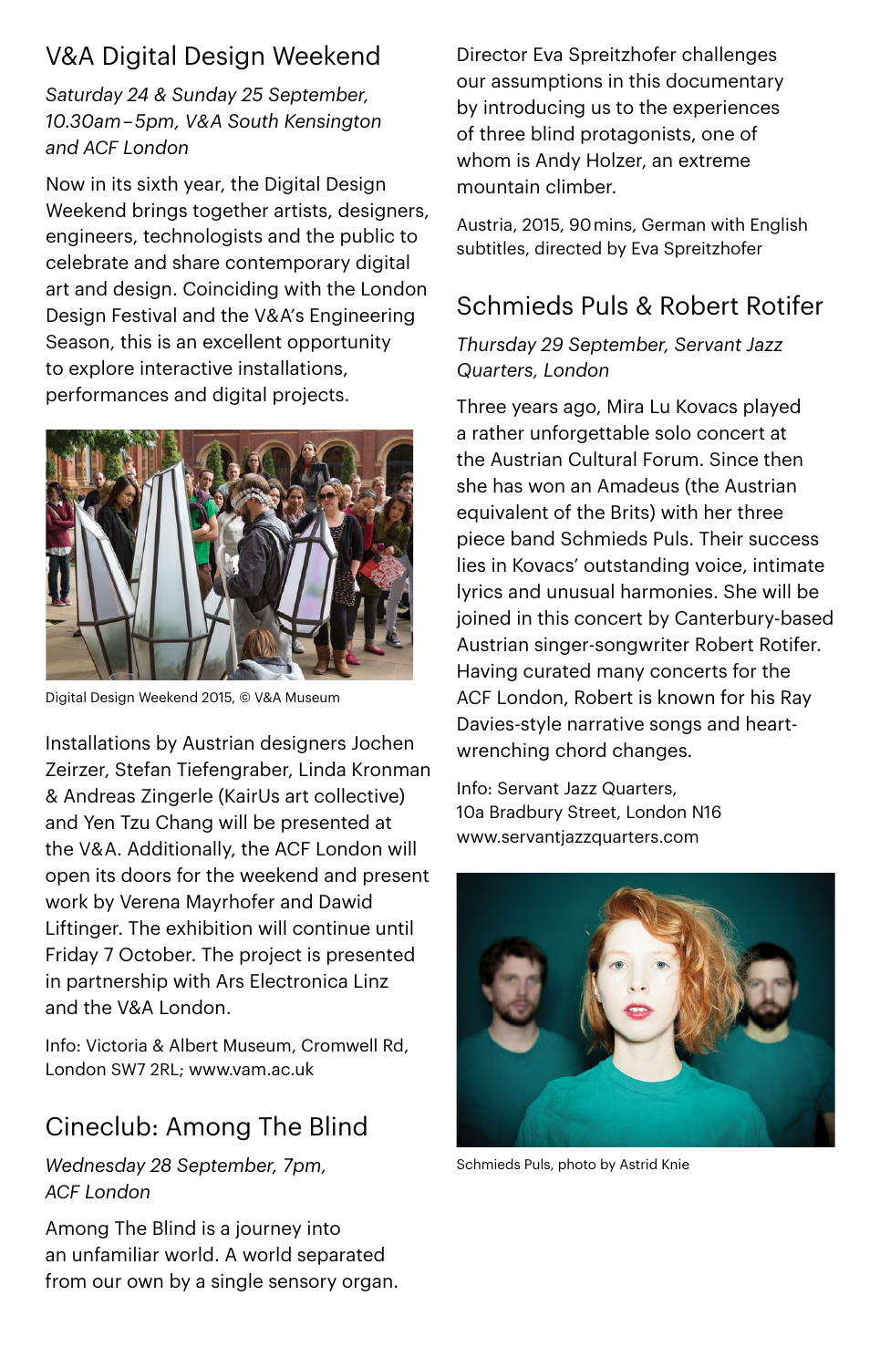## V&A Digital Design Weekend

*Saturday 24 & Sunday 25 September, 10.30am–5pm, V&A South Kensington and ACF London*

Now in its sixth year, the Digital Design Weekend brings together artists, designers, engineers, technologists and the public to celebrate and share contemporary digital art and design. Coinciding with the London Design Festival and the V&A's Engineering Season, this is an excellent opportunity to explore interactive installations, performances and digital projects.

Digital Design Weekend 2015, © V&A Museum

Installations by Austrian designers Jochen Zeirzer, Stefan Tiefengraber, Linda Kronman & Andreas Zingerle (KairUs art collective) and Yen Tzu Chang will be presented at the V&A. Additionally, the ACF London will open its doors for the weekend and present work by Verena Mayrhofer and Dawid Liftinger. The exhibition will continue until Friday 7 October. The project is presented in partnership with Ars Electronica Linz and the V&A London.

Info: Victoria & Albert Museum, Cromwell Rd, London SW7 2RL; www.vam.ac.uk

## Cineclub: Among The Blind

*Wednesday 28 September, 7pm, ACF London*

Among The Blind is a journey into an unfamiliar world. A world separated from our own by a single sensory organ. Director Eva Spreitzhofer challenges our assumptions in this documentary by introducing us to the experiences of three blind protagonists, one of whom is Andy Holzer, an extreme mountain climber.

Austria, 2015, 90 mins, German with English subtitles, directed by Eva Spreitzhofer

## Schmieds Puls & Robert Rotifer

*Thursday 29 September, Servant Jazz Quarters, London*

Three years ago, Mira Lu Kovacs played a rather unforgettable solo concert at the Austrian Cultural Forum. Since then she has won an Amadeus (the Austrian equivalent of the Brits) with her three piece band Schmieds Puls. Their success lies in Kovacs' outstanding voice, intimate lyrics and unusual harmonies. She will be joined in this concert by Canterbury-based Austrian singer-songwriter Robert Rotifer. Having curated many concerts for the ACF London, Robert is known for his Ray Davies-style narrative songs and heart-wrenching chord changes.

Info: Servant Jazz Quarters, 10a Bradbury Street, London N16 www.servantjazzquarters.com

Schmieds Puls, photo by Astrid Knie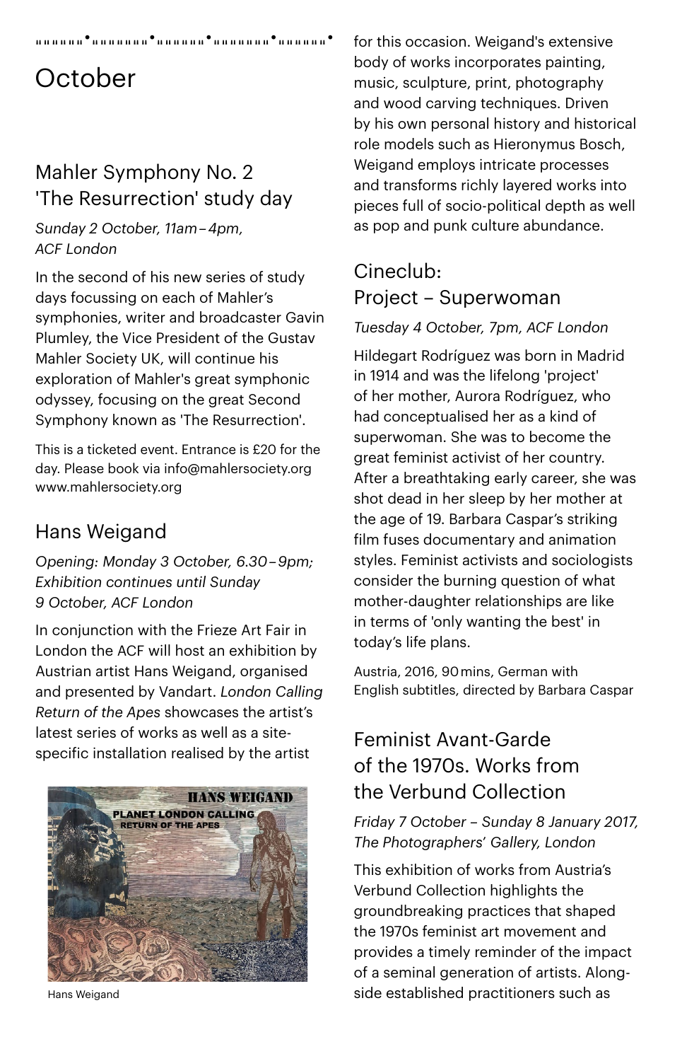# October

## Mahler Symphony No. 2 'The Resurrection' study day

*Sunday 2 October, 11am – 4pm, ACF London*

In the second of his new series of study days focussing on each of Mahler's symphonies, writer and broadcaster Gavin Plumley, the Vice President of the Gustav Mahler Society UK, will continue his exploration of Mahler's great symphonic odyssey, focusing on the great Second Symphony known as 'The Resurrection'.

This is a ticketed event. Entrance is £20 for the day. Please book via info@mahlersociety.org www.mahlersociety.org

## Hans Weigand

*Opening: Monday 3 October, 6.30 – 9pm; Exhibition continues until Sunday 9 October, ACF London*

In conjunction with the Frieze Art Fair in London the ACF will host an exhibition by Austrian artist Hans Weigand, organised and presented by Vandart. *London Calling Return of the Apes* showcases the artist's latest series of works as well as a site-specific installation realised by the artist for this occasion. Weigand's extensive body of works incorporates painting, music, sculpture, print, photography and wood carving techniques. Driven by his own personal history and historical role models such as Hieronymus Bosch, Weigand employs intricate processes and transforms richly layered works into pieces full of socio-political depth as well as pop and punk culture abundance.

Hans Weigand

## Cineclub: Project – Superwoman

*Tuesday 4 October, 7pm, ACF London*

Hildegart Rodríguez was born in Madrid in 1914 and was the lifelong 'project' of her mother, Aurora Rodríguez, who had conceptualised her as a kind of superwoman. She was to become the great feminist activist of her country. After a breathtaking early career, she was shot dead in her sleep by her mother at the age of 19. Barbara Caspar's striking film fuses documentary and animation styles. Feminist activists and sociologists consider the burning question of what mother-daughter relationships are like in terms of 'only wanting the best' in today's life plans.

Austria, 2016, 90 mins, German with English subtitles, directed by Barbara Caspar

## Feminist Avant-Garde of the 1970s. Works from the Verbund Collection

*Friday 7 October – Sunday 8 January 2017, The Photographers' Gallery, London*

This exhibition of works from Austria's Verbund Collection highlights the groundbreaking practices that shaped the 1970s feminist art movement and provides a timely reminder of the impact of a seminal generation of artists. Alongside established practitioners such as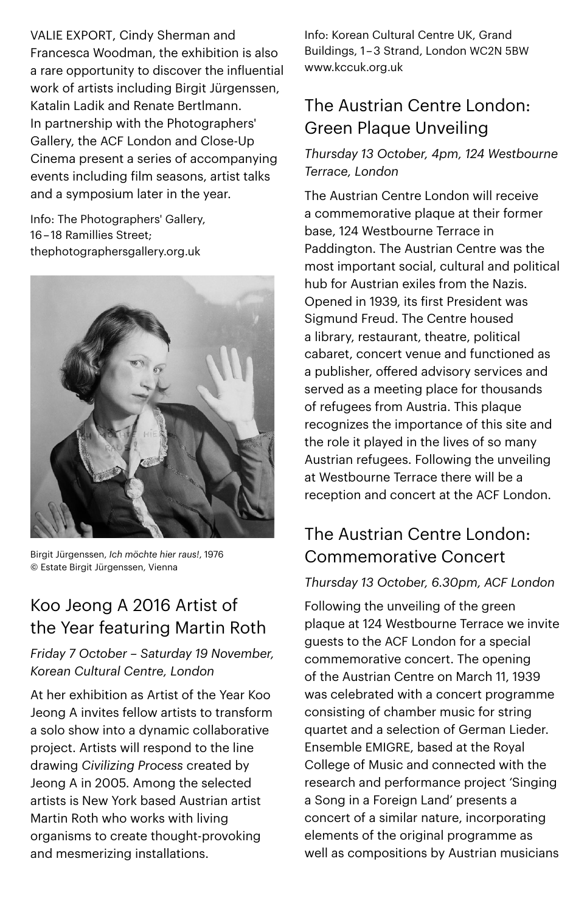VALIE EXPORT, Cindy Sherman and Francesca Woodman, the exhibition is also a rare opportunity to discover the influential work of artists including Birgit Jürgenssen, Katalin Ladik and Renate Bertlmann. In partnership with the Photographers' Gallery, the ACF London and Close-Up Cinema present a series of accompanying events including film seasons, artist talks and a symposium later in the year.

Info: The Photographers' Gallery, 16–18 Ramillies Street; thephotographersgallery.org.uk

Birgit Jürgenssen, *Ich möchte hier raus!*, 1976
© Estate Birgit Jürgenssen, Vienna

## Koo Jeong A 2016 Artist of the Year featuring Martin Roth

*Friday 7 October – Saturday 19 November, Korean Cultural Centre, London*

At her exhibition as Artist of the Year Koo Jeong A invites fellow artists to transform a solo show into a dynamic collaborative project. Artists will respond to the line drawing *Civilizing Process* created by Jeong A in 2005. Among the selected artists is New York based Austrian artist Martin Roth who works with living organisms to create thought-provoking and mesmerizing installations.

Info: Korean Cultural Centre UK, Grand Buildings, 1–3 Strand, London WC2N 5BW www.kccuk.org.uk

## The Austrian Centre London: Green Plaque Unveiling

*Thursday 13 October, 4pm, 124 Westbourne Terrace, London*

The Austrian Centre London will receive a commemorative plaque at their former base, 124 Westbourne Terrace in Paddington. The Austrian Centre was the most important social, cultural and political hub for Austrian exiles from the Nazis. Opened in 1939, its first President was Sigmund Freud. The Centre housed a library, restaurant, theatre, political cabaret, concert venue and functioned as a publisher, offered advisory services and served as a meeting place for thousands of refugees from Austria. This plaque recognizes the importance of this site and the role it played in the lives of so many Austrian refugees. Following the unveiling at Westbourne Terrace there will be a reception and concert at the ACF London.

## The Austrian Centre London: Commemorative Concert

*Thursday 13 October, 6.30pm, ACF London*

Following the unveiling of the green plaque at 124 Westbourne Terrace we invite guests to the ACF London for a special commemorative concert. The opening of the Austrian Centre on March 11, 1939 was celebrated with a concert programme consisting of chamber music for string quartet and a selection of German Lieder. Ensemble EMIGRE, based at the Royal College of Music and connected with the research and performance project 'Singing a Song in a Foreign Land' presents a concert of a similar nature, incorporating elements of the original programme as well as compositions by Austrian musicians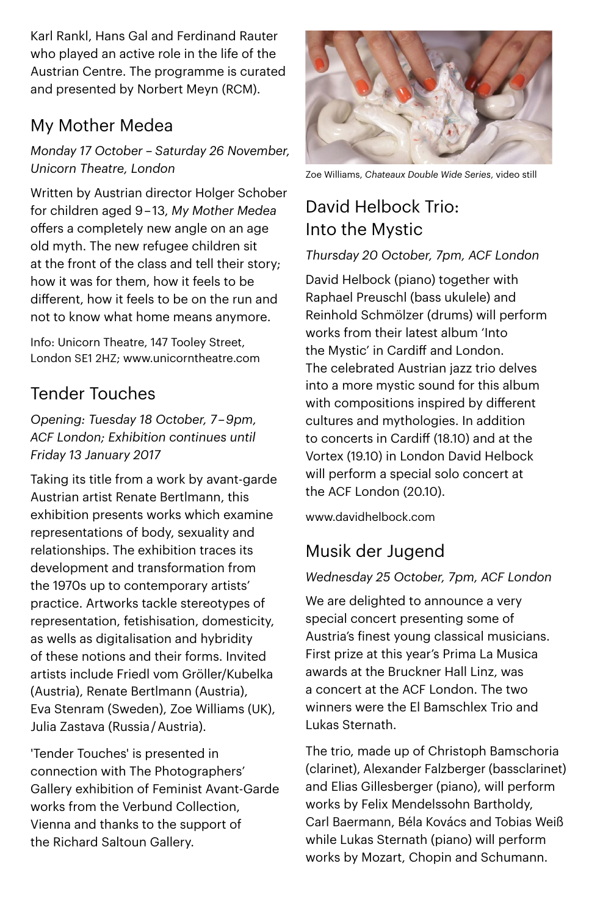Karl Rankl, Hans Gal and Ferdinand Rauter who played an active role in the life of the Austrian Centre. The programme is curated and presented by Norbert Meyn (RCM).

## My Mother Medea

*Monday 17 October – Saturday 26 November, Unicorn Theatre, London*

Written by Austrian director Holger Schober for children aged 9 – 13, *My Mother Medea* offers a completely new angle on an age old myth. The new refugee children sit at the front of the class and tell their story; how it was for them, how it feels to be different, how it feels to be on the run and not to know what home means anymore.

Info: Unicorn Theatre, 147 Tooley Street, London SE1 2HZ; www.unicorntheatre.com

## Tender Touches

*Opening: Tuesday 18 October, 7 – 9pm, ACF London; Exhibition continues until Friday 13 January 2017*

Taking its title from a work by avant-garde Austrian artist Renate Bertlmann, this exhibition presents works which examine representations of body, sexuality and relationships. The exhibition traces its development and transformation from the 1970s up to contemporary artists' practice. Artworks tackle stereotypes of representation, fetishisation, domesticity, as wells as digitalisation and hybridity of these notions and their forms. Invited artists include Friedl vom Gröller/Kubelka (Austria), Renate Bertlmann (Austria), Eva Stenram (Sweden), Zoe Williams (UK), Julia Zastava (Russia / Austria).

'Tender Touches' is presented in connection with The Photographers' Gallery exhibition of Feminist Avant-Garde works from the Verbund Collection, Vienna and thanks to the support of the Richard Saltoun Gallery.

Zoe Williams, *Chateaux Double Wide Series*, video still

## David Helbock Trio: Into the Mystic

*Thursday 20 October, 7pm, ACF London*

David Helbock (piano) together with Raphael Preuschl (bass ukulele) and Reinhold Schmölzer (drums) will perform works from their latest album 'Into the Mystic' in Cardiff and London. The celebrated Austrian jazz trio delves into a more mystic sound for this album with compositions inspired by different cultures and mythologies. In addition to concerts in Cardiff (18.10) and at the Vortex (19.10) in London David Helbock will perform a special solo concert at the ACF London (20.10).

www.davidhelbock.com

## Musik der Jugend

*Wednesday 25 October, 7pm, ACF London*

We are delighted to announce a very special concert presenting some of Austria's finest young classical musicians. First prize at this year's Prima La Musica awards at the Bruckner Hall Linz, was a concert at the ACF London. The two winners were the El Bamschlex Trio and Lukas Sternath.

The trio, made up of Christoph Bamschoria (clarinet), Alexander Falzberger (bassclarinet) and Elias Gillesberger (piano), will perform works by Felix Mendelssohn Bartholdy, Carl Baermann, Béla Kovács and Tobias Weiß while Lukas Sternath (piano) will perform works by Mozart, Chopin and Schumann.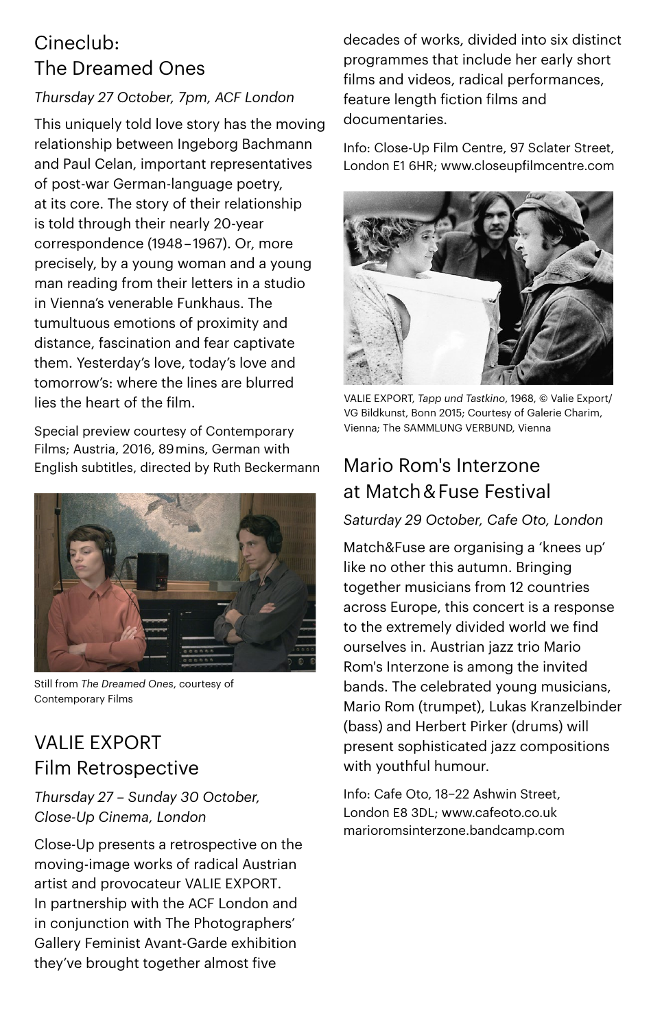## Cineclub:
## The Dreamed Ones

*Thursday 27 October, 7pm, ACF London*

This uniquely told love story has the moving relationship between Ingeborg Bachmann and Paul Celan, important representatives of post-war German-language poetry, at its core. The story of their relationship is told through their nearly 20-year correspondence (1948 – 1967). Or, more precisely, by a young woman and a young man reading from their letters in a studio in Vienna's venerable Funkhaus. The tumultuous emotions of proximity and distance, fascination and fear captivate them. Yesterday's love, today's love and tomorrow's: where the lines are blurred lies the heart of the film.

Special preview courtesy of Contemporary Films; Austria, 2016, 89 mins, German with English subtitles, directed by Ruth Beckermann

Still from *The Dreamed Ones*, courtesy of Contemporary Films

## VALIE EXPORT
## Film Retrospective

*Thursday 27 – Sunday 30 October, Close-Up Cinema, London*

Close-Up presents a retrospective on the moving-image works of radical Austrian artist and provocateur VALIE EXPORT. In partnership with the ACF London and in conjunction with The Photographers' Gallery Feminist Avant-Garde exhibition they've brought together almost five decades of works, divided into six distinct programmes that include her early short films and videos, radical performances, feature length fiction films and documentaries.

Info: Close-Up Film Centre, 97 Sclater Street, London E1 6HR; www.closeupfilmcentre.com

VALIE EXPORT, *Tapp und Tastkino*, 1968, © Valie Export/ VG Bildkunst, Bonn 2015; Courtesy of Galerie Charim, Vienna; The SAMMLUNG VERBUND, Vienna

## Mario Rom's Interzone
## at Match & Fuse Festival

*Saturday 29 October, Cafe Oto, London*

Match&Fuse are organising a 'knees up' like no other this autumn. Bringing together musicians from 12 countries across Europe, this concert is a response to the extremely divided world we find ourselves in. Austrian jazz trio Mario Rom's Interzone is among the invited bands. The celebrated young musicians, Mario Rom (trumpet), Lukas Kranzelbinder (bass) and Herbert Pirker (drums) will present sophisticated jazz compositions with youthful humour.

Info: Cafe Oto, 18–22 Ashwin Street, London E8 3DL; www.cafeoto.co.uk
mariorominterzone.bandcamp.com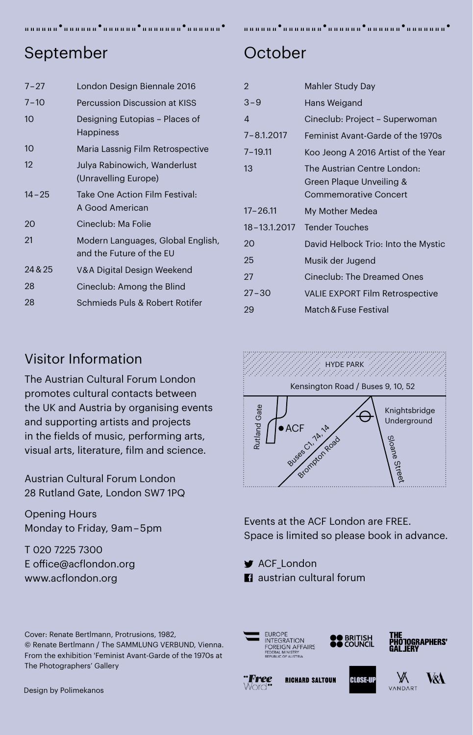## September

| | |
|---|---|
| 7–27 | London Design Biennale 2016 |
| 7–10 | Percussion Discussion at KISS |
| 10 | Designing Eutopias – Places of Happiness |
| 10 | Maria Lassnig Film Retrospective |
| 12 | Julya Rabinowich, Wanderlust (Unravelling Europe) |
| 14–25 | Take One Action Film Festival: A Good American |
| 20 | Cineclub: Ma Folie |
| 21 | Modern Languages, Global English, and the Future of the EU |
| 24 & 25 | V&A Digital Design Weekend |
| 28 | Cineclub: Among the Blind |
| 28 | Schmieds Puls & Robert Rotifer |

## October

| | |
|---|---|
| 2 | Mahler Study Day |
| 3–9 | Hans Weigand |
| 4 | Cineclub: Project – Superwoman |
| 7–8.1.2017 | Feminist Avant-Garde of the 1970s |
| 7–19.11 | Koo Jeong A 2016 Artist of the Year |
| 13 | The Austrian Centre London: Green Plaque Unveiling & Commemorative Concert |
| 17–26.11 | My Mother Medea |
| 18–13.1.2017 | Tender Touches |
| 20 | David Helbock Trio: Into the Mystic |
| 25 | Musik der Jugend |
| 27 | Cineclub: The Dreamed Ones |
| 27–30 | VALIE EXPORT Film Retrospective |
| 29 | Match & Fuse Festival |

## Visitor Information

The Austrian Cultural Forum London promotes cultural contacts between the UK and Austria by organising events and supporting artists and projects in the fields of music, performing arts, visual arts, literature, film and science.

Austrian Cultural Forum London
28 Rutland Gate, London SW7 1PQ

Opening Hours
Monday to Friday, 9am–5pm

T 020 7225 7300
E office@acflondon.org
www.acflondon.org

HYDE PARK
Kensington Road / Buses 9, 10, 52
Rutland Gate
ACF
Buses C1, 74, 14
Brompton Road
Knightsbridge Underground
Sloane Street

Events at the ACF London are FREE.
Space is limited so please book in advance.

ACF_London
austrian cultural forum

Cover: Renate Bertlmann, Protrusions, 1982, © Renate Bertlmann / The SAMMLUNG VERBUND, Vienna. From the exhibition 'Feminist Avant-Garde of the 1970s at The Photographers' Gallery

Design by Polimekanos

EUROPE INTEGRATION FOREIGN AFFAIRS FEDERAL MINISTRY REPUBLIC OF AUSTRIA
BRITISH COUNCIL
THE PHOTOGRAPHERS' GALLERY
Free Word
RICHARD SALTOUN
CLOSE-UP
VANDART
V&A